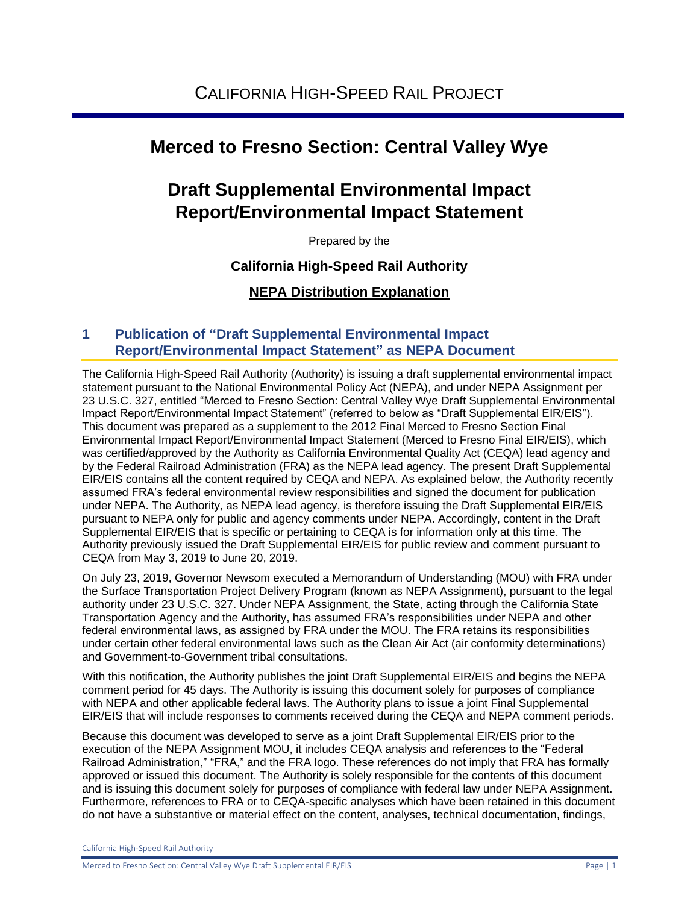# CALIFORNIA HIGH-SPEED RAIL PROJECT

## Merced to Fresno Section: Central Valley Wye

## Draft Supplemental Environmental Impact Report/Environmental Impact Statement

Prepared by the

**California High-Speed Rail Authority**

**NEPA Distribution Explanation**

## 1 Publication of "Draft Supplemental Environmental Impact Report/Environmental Impact Statement" as NEPA Document

The California High-Speed Rail Authority (Authority) is issuing a draft supplemental environmental impact statement pursuant to the National Environmental Policy Act (NEPA), and under NEPA Assignment per 23 U.S.C. 327, entitled "Merced to Fresno Section: Central Valley Wye Draft Supplemental Environmental Impact Report/Environmental Impact Statement" (referred to below as "Draft Supplemental EIR/EIS"). This document was prepared as a supplement to the 2012 Final Merced to Fresno Section Final Environmental Impact Report/Environmental Impact Statement (Merced to Fresno Final EIR/EIS), which was certified/approved by the Authority as California Environmental Quality Act (CEQA) lead agency and by the Federal Railroad Administration (FRA) as the NEPA lead agency. The present Draft Supplemental EIR/EIS contains all the content required by CEQA and NEPA. As explained below, the Authority recently assumed FRA's federal environmental review responsibilities and signed the document for publication under NEPA. The Authority, as NEPA lead agency, is therefore issuing the Draft Supplemental EIR/EIS pursuant to NEPA only for public and agency comments under NEPA. Accordingly, content in the Draft Supplemental EIR/EIS that is specific or pertaining to CEQA is for information only at this time. The Authority previously issued the Draft Supplemental EIR/EIS for public review and comment pursuant to CEQA from May 3, 2019 to June 20, 2019.

On July 23, 2019, Governor Newsom executed a Memorandum of Understanding (MOU) with FRA under the Surface Transportation Project Delivery Program (known as NEPA Assignment), pursuant to the legal authority under 23 U.S.C. 327. Under NEPA Assignment, the State, acting through the California State Transportation Agency and the Authority, has assumed FRA's responsibilities under NEPA and other federal environmental laws, as assigned by FRA under the MOU. The FRA retains its responsibilities under certain other federal environmental laws such as the Clean Air Act (air conformity determinations) and Government-to-Government tribal consultations.

With this notification, the Authority publishes the joint Draft Supplemental EIR/EIS and begins the NEPA comment period for 45 days. The Authority is issuing this document solely for purposes of compliance with NEPA and other applicable federal laws. The Authority plans to issue a joint Final Supplemental EIR/EIS that will include responses to comments received during the CEQA and NEPA comment periods.

Because this document was developed to serve as a joint Draft Supplemental EIR/EIS prior to the execution of the NEPA Assignment MOU, it includes CEQA analysis and references to the "Federal Railroad Administration," "FRA," and the FRA logo. These references do not imply that FRA has formally approved or issued this document. The Authority is solely responsible for the contents of this document and is issuing this document solely for purposes of compliance with federal law under NEPA Assignment. Furthermore, references to FRA or to CEQA-specific analyses which have been retained in this document do not have a substantive or material effect on the content, analyses, technical documentation, findings,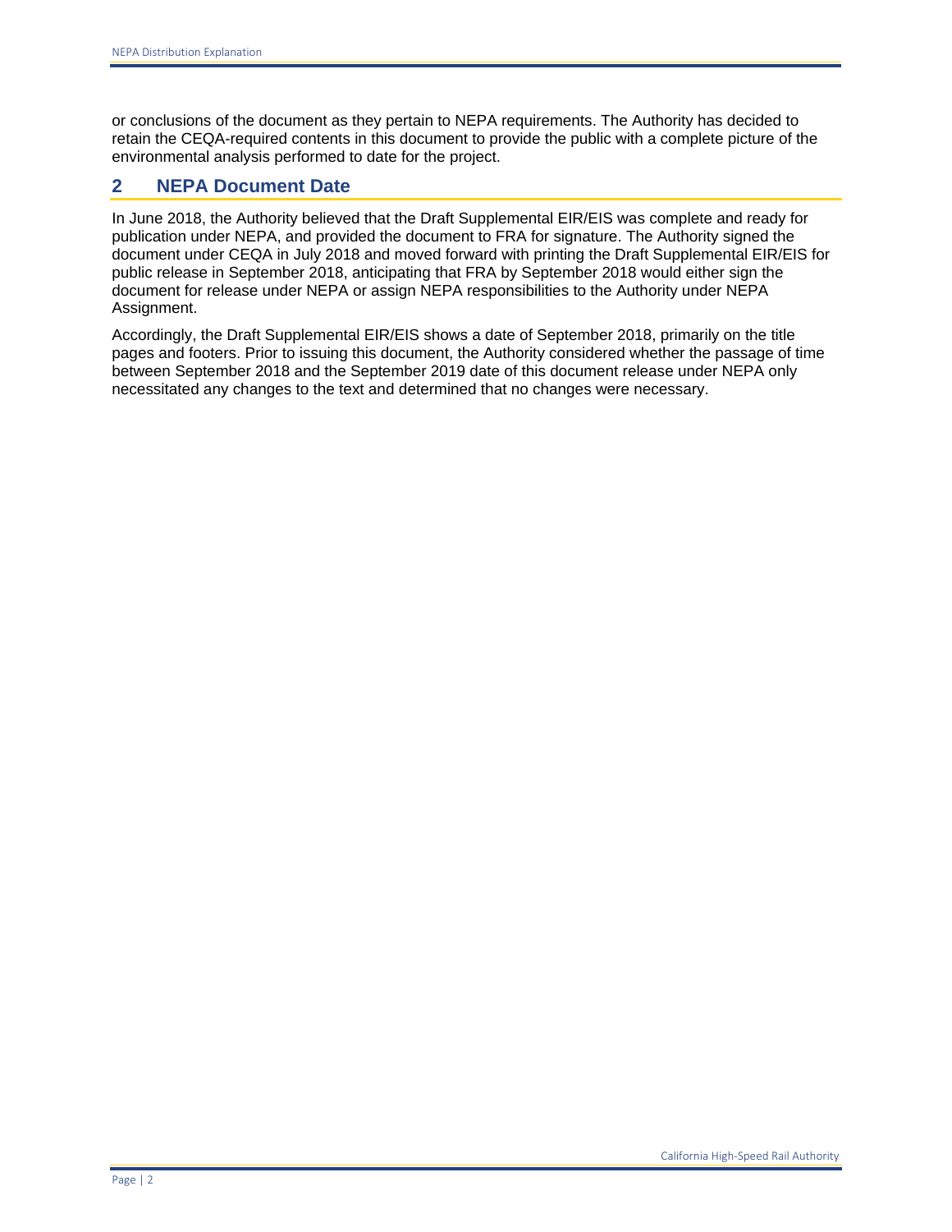or conclusions of the document as they pertain to NEPA requirements. The Authority has decided to retain the CEQA-required contents in this document to provide the public with a complete picture of the environmental analysis performed to date for the project.

## 2 NEPA Document Date

In June 2018, the Authority believed that the Draft Supplemental EIR/EIS was complete and ready for publication under NEPA, and provided the document to FRA for signature. The Authority signed the document under CEQA in July 2018 and moved forward with printing the Draft Supplemental EIR/EIS for public release in September 2018, anticipating that FRA by September 2018 would either sign the document for release under NEPA or assign NEPA responsibilities to the Authority under NEPA Assignment.

Accordingly, the Draft Supplemental EIR/EIS shows a date of September 2018, primarily on the title pages and footers. Prior to issuing this document, the Authority considered whether the passage of time between September 2018 and the September 2019 date of this document release under NEPA only necessitated any changes to the text and determined that no changes were necessary.